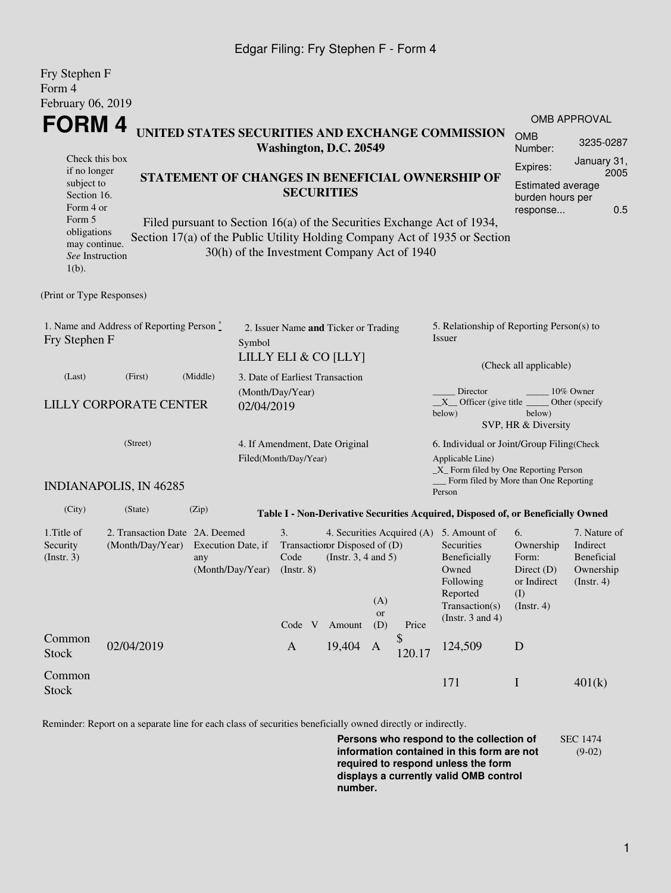Edgar Filing: Fry Stephen F - Form 4

Fry Stephen F
Form 4
February 06, 2019

# FORM 4

**UNITED STATES SECURITIES AND EXCHANGE COMMISSION**
**Washington, D.C. 20549**

**STATEMENT OF CHANGES IN BENEFICIAL OWNERSHIP OF SECURITIES**

Filed pursuant to Section 16(a) of the Securities Exchange Act of 1934, Section 17(a) of the Public Utility Holding Company Act of 1935 or Section 30(h) of the Investment Company Act of 1940

Check this box if no longer subject to Section 16. Form 4 or Form 5 obligations may continue. *See* Instruction 1(b).

| OMB APPROVAL | |
|---|---|
| OMB Number: | 3235-0287 |
| Expires: | January 31, 2005 |
| Estimated average burden hours per response... | 0.5 |

(Print or Type Responses)

1. Name and Address of Reporting Person *
Fry Stephen F

(Last) (First) (Middle)

LILLY CORPORATE CENTER

(Street)

INDIANAPOLIS, IN 46285

(City) (State) (Zip)

2. Issuer Name **and** Ticker or Trading Symbol
LILLY ELI & CO [LLY]

3. Date of Earliest Transaction (Month/Day/Year)
02/04/2019

4. If Amendment, Date Original Filed(Month/Day/Year)

5. Relationship of Reporting Person(s) to Issuer

(Check all applicable)

_____ Director _____ 10% Owner
__X__ Officer (give title below) _____ Other (specify below)
SVP, HR & Diversity

6. Individual or Joint/Group Filing(Check Applicable Line)
_X_ Form filed by One Reporting Person
___ Form filed by More than One Reporting Person

**Table I - Non-Derivative Securities Acquired, Disposed of, or Beneficially Owned**

| 1.Title of Security (Instr. 3) | 2. Transaction Date (Month/Day/Year) | 2A. Deemed Execution Date, if any (Month/Day/Year) | 3. Transaction Code (Instr. 8) | | 4. Securities Acquired (A) or Disposed of (D) (Instr. 3, 4 and 5) | | | 5. Amount of Securities Beneficially Owned Following Reported Transaction(s) (Instr. 3 and 4) | 6. Ownership Form: Direct (D) or Indirect (I) (Instr. 4) | 7. Nature of Indirect Beneficial Ownership (Instr. 4) |
|---|---|---|---|---|---|---|---|---|---|---|
| | | | Code | V | Amount | (A) or (D) | Price | | | |
| Common Stock | 02/04/2019 | | A | | 19,404 | A | $ 120.17 | 124,509 | D | |
| Common Stock | | | | | | | | 171 | I | 401(k) |

Reminder: Report on a separate line for each class of securities beneficially owned directly or indirectly.

**Persons who respond to the collection of information contained in this form are not required to respond unless the form displays a currently valid OMB control number.**

SEC 1474 (9-02)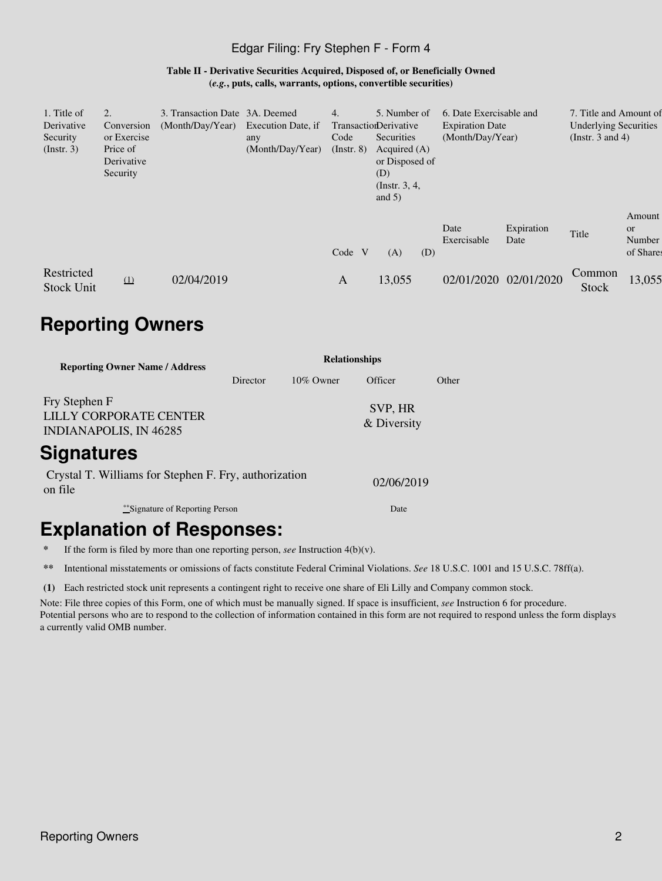Edgar Filing: Fry Stephen F - Form 4

**Table II - Derivative Securities Acquired, Disposed of, or Beneficially Owned**
**(*e.g.*, puts, calls, warrants, options, convertible securities)**

| 1. Title of Derivative Security (Instr. 3) | 2. Conversion or Exercise Price of Derivative Security | 3. Transaction Date (Month/Day/Year) | 3A. Deemed Execution Date, if any (Month/Day/Year) | 4. Transaction Code (Instr. 8) | | 5. Number of Derivative Securities Acquired (A) or Disposed of (D) (Instr. 3, 4, and 5) | | 6. Date Exercisable and Expiration Date (Month/Day/Year) | | 7. Title and Amount of Underlying Securities (Instr. 3 and 4) | |
|---|---|---|---|---|---|---|---|---|---|---|---|
| | | | | Code | V | (A) | (D) | Date Exercisable | Expiration Date | Title | Amount or Number of Shares |
| Restricted Stock Unit | (1) | 02/04/2019 | | A | | 13,055 | | 02/01/2020 | 02/01/2020 | Common Stock | 13,055 |

# Reporting Owners

| Reporting Owner Name / Address | Relationships | | | |
|---|---|---|---|---|
| | Director | 10% Owner | Officer | Other |
| Fry Stephen F<br>LILLY CORPORATE CENTER<br>INDIANAPOLIS, IN 46285 | | | SVP, HR & Diversity | |

# Signatures

| | |
|---|---|
| Crystal T. Williams for Stephen F. Fry, authorization on file | 02/06/2019 |
| **Signature of Reporting Person | Date |

# Explanation of Responses:

- \* If the form is filed by more than one reporting person, *see* Instruction 4(b)(v).
- ** Intentional misstatements or omissions of facts constitute Federal Criminal Violations. *See* 18 U.S.C. 1001 and 15 U.S.C. 78ff(a).
- **(1)** Each restricted stock unit represents a contingent right to receive one share of Eli Lilly and Company common stock.

Note: File three copies of this Form, one of which must be manually signed. If space is insufficient, *see* Instruction 6 for procedure.
Potential persons who are to respond to the collection of information contained in this form are not required to respond unless the form displays a currently valid OMB number.